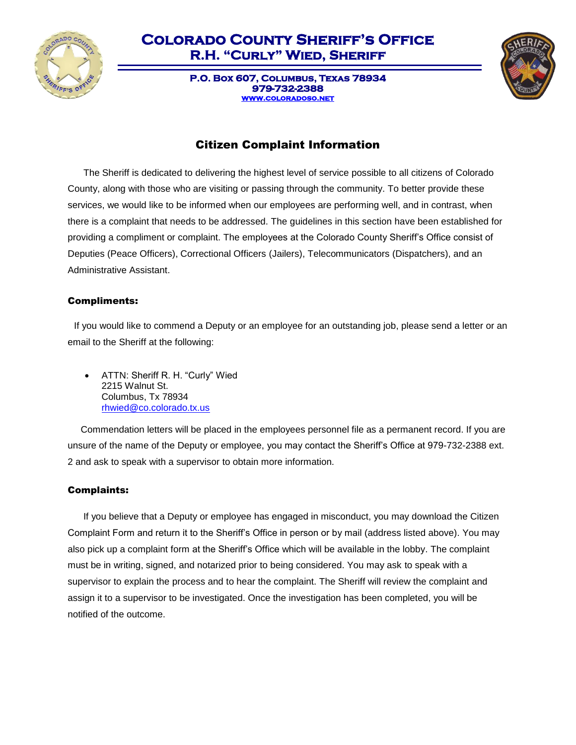# Colorado County Sheriff's Office
## R.H. "Curly" Wied, Sheriff

**P.O. Box 607, Columbus, Texas 78934**
**979-732-2388**
**[www.coloradoso.net](http://www.coloradoso.net)**

## Citizen Complaint Information

The Sheriff is dedicated to delivering the highest level of service possible to all citizens of Colorado County, along with those who are visiting or passing through the community. To better provide these services, we would like to be informed when our employees are performing well, and in contrast, when there is a complaint that needs to be addressed. The guidelines in this section have been established for providing a compliment or complaint. The employees at the Colorado County Sheriff's Office consist of Deputies (Peace Officers), Correctional Officers (Jailers), Telecommunicators (Dispatchers), and an Administrative Assistant.

### Compliments:

If you would like to commend a Deputy or an employee for an outstanding job, please send a letter or an email to the Sheriff at the following:

- ATTN: Sheriff R. H. "Curly" Wied
  2215 Walnut St.
  Columbus, Tx 78934
  rhwied@co.colorado.tx.us

Commendation letters will be placed in the employees personnel file as a permanent record. If you are unsure of the name of the Deputy or employee, you may contact the Sheriff's Office at 979-732-2388 ext. 2 and ask to speak with a supervisor to obtain more information.

### Complaints:

If you believe that a Deputy or employee has engaged in misconduct, you may download the Citizen Complaint Form and return it to the Sheriff's Office in person or by mail (address listed above). You may also pick up a complaint form at the Sheriff's Office which will be available in the lobby. The complaint must be in writing, signed, and notarized prior to being considered. You may ask to speak with a supervisor to explain the process and to hear the complaint. The Sheriff will review the complaint and assign it to a supervisor to be investigated. Once the investigation has been completed, you will be notified of the outcome.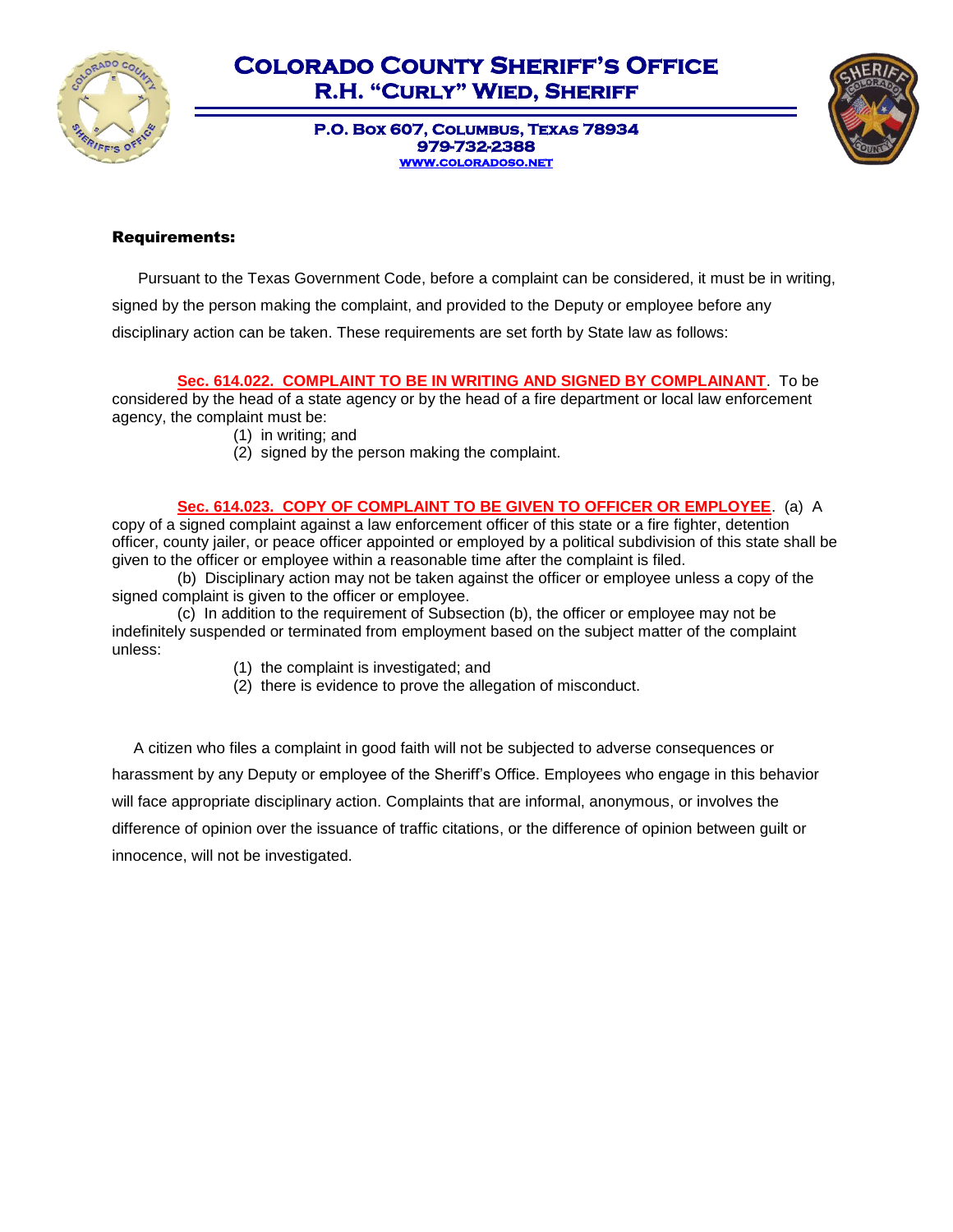**Requirements:**

Pursuant to the Texas Government Code, before a complaint can be considered, it must be in writing, signed by the person making the complaint, and provided to the Deputy or employee before any disciplinary action can be taken. These requirements are set forth by State law as follows:

**Sec. 614.022. COMPLAINT TO BE IN WRITING AND SIGNED BY COMPLAINANT**. To be considered by the head of a state agency or by the head of a fire department or local law enforcement agency, the complaint must be:

(1) in writing; and
(2) signed by the person making the complaint.

**Sec. 614.023. COPY OF COMPLAINT TO BE GIVEN TO OFFICER OR EMPLOYEE**. (a) A copy of a signed complaint against a law enforcement officer of this state or a fire fighter, detention officer, county jailer, or peace officer appointed or employed by a political subdivision of this state shall be given to the officer or employee within a reasonable time after the complaint is filed.

(b) Disciplinary action may not be taken against the officer or employee unless a copy of the signed complaint is given to the officer or employee.

(c) In addition to the requirement of Subsection (b), the officer or employee may not be indefinitely suspended or terminated from employment based on the subject matter of the complaint unless:

(1) the complaint is investigated; and
(2) there is evidence to prove the allegation of misconduct.

A citizen who files a complaint in good faith will not be subjected to adverse consequences or harassment by any Deputy or employee of the Sheriff's Office. Employees who engage in this behavior will face appropriate disciplinary action. Complaints that are informal, anonymous, or involves the difference of opinion over the issuance of traffic citations, or the difference of opinion between guilt or innocence, will not be investigated.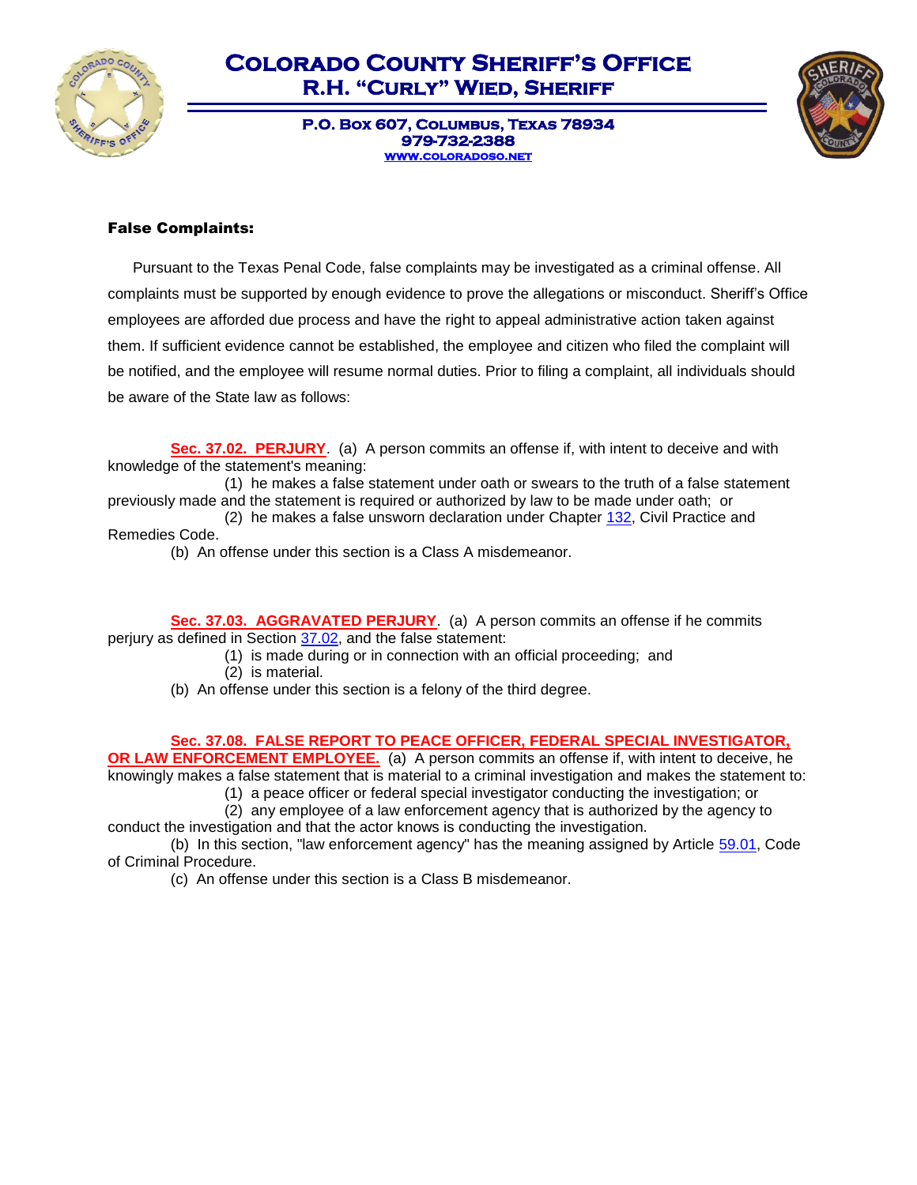# Colorado County Sheriff's Office
## R.H. "Curly" Wied, Sheriff

**P.O. Box 607, Columbus, Texas 78934**
**979-732-2388**
**www.coloradoso.net**

### False Complaints:

Pursuant to the Texas Penal Code, false complaints may be investigated as a criminal offense. All complaints must be supported by enough evidence to prove the allegations or misconduct. Sheriff's Office employees are afforded due process and have the right to appeal administrative action taken against them. If sufficient evidence cannot be established, the employee and citizen who filed the complaint will be notified, and the employee will resume normal duties. Prior to filing a complaint, all individuals should be aware of the State law as follows:

**Sec. 37.02. PERJURY**. (a) A person commits an offense if, with intent to deceive and with knowledge of the statement's meaning:

(1) he makes a false statement under oath or swears to the truth of a false statement previously made and the statement is required or authorized by law to be made under oath; or

(2) he makes a false unsworn declaration under Chapter 132, Civil Practice and Remedies Code.

(b) An offense under this section is a Class A misdemeanor.

**Sec. 37.03. AGGRAVATED PERJURY**. (a) A person commits an offense if he commits perjury as defined in Section 37.02, and the false statement:

(1) is made during or in connection with an official proceeding; and

(2) is material.

(b) An offense under this section is a felony of the third degree.

**Sec. 37.08. FALSE REPORT TO PEACE OFFICER, FEDERAL SPECIAL INVESTIGATOR, OR LAW ENFORCEMENT EMPLOYEE.** (a) A person commits an offense if, with intent to deceive, he knowingly makes a false statement that is material to a criminal investigation and makes the statement to:

(1) a peace officer or federal special investigator conducting the investigation; or

(2) any employee of a law enforcement agency that is authorized by the agency to conduct the investigation and that the actor knows is conducting the investigation.

(b) In this section, "law enforcement agency" has the meaning assigned by Article 59.01, Code of Criminal Procedure.

(c) An offense under this section is a Class B misdemeanor.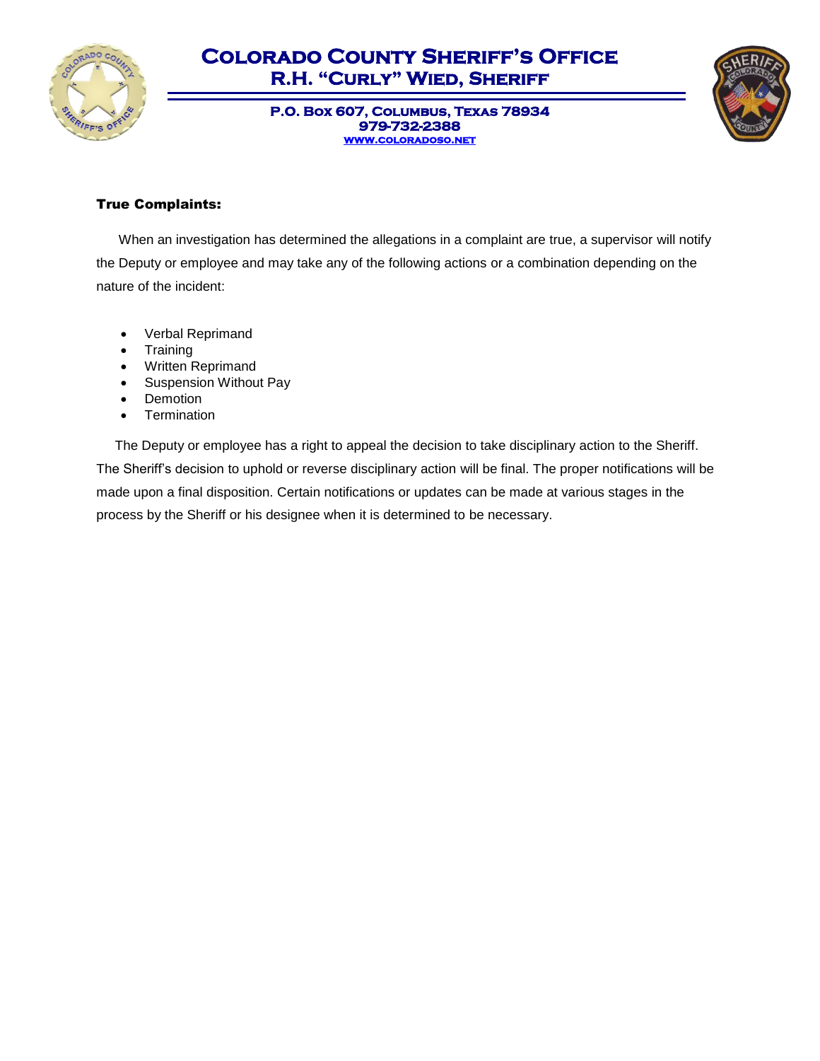**True Complaints:**

When an investigation has determined the allegations in a complaint are true, a supervisor will notify the Deputy or employee and may take any of the following actions or a combination depending on the nature of the incident:

- Verbal Reprimand
- Training
- Written Reprimand
- Suspension Without Pay
- Demotion
- Termination

The Deputy or employee has a right to appeal the decision to take disciplinary action to the Sheriff. The Sheriff's decision to uphold or reverse disciplinary action will be final. The proper notifications will be made upon a final disposition. Certain notifications or updates can be made at various stages in the process by the Sheriff or his designee when it is determined to be necessary.